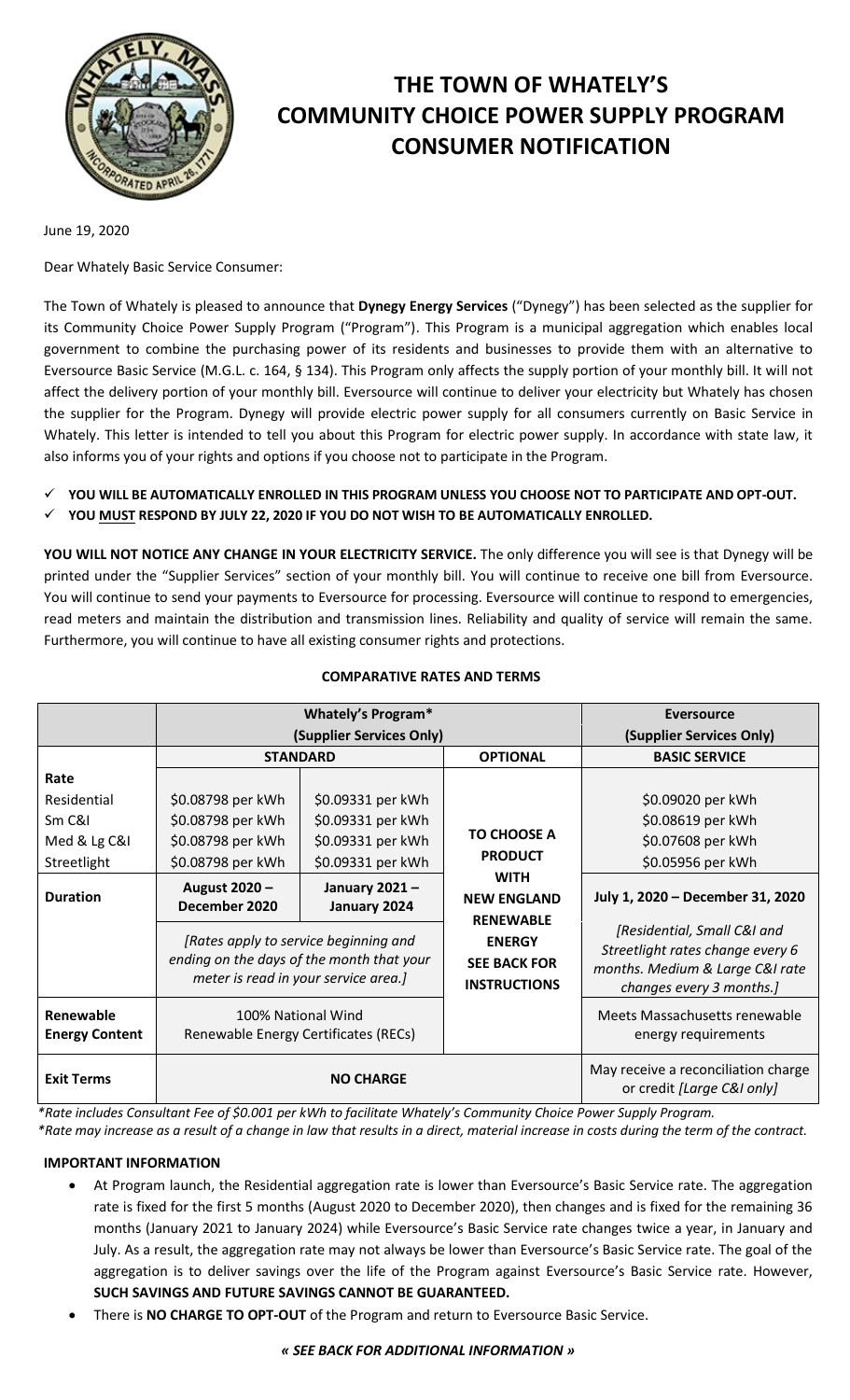# THE TOWN OF WHATELY'S COMMUNITY CHOICE POWER SUPPLY PROGRAM CONSUMER NOTIFICATION

June 19, 2020

Dear Whately Basic Service Consumer:

The Town of Whately is pleased to announce that **Dynegy Energy Services** ("Dynegy") has been selected as the supplier for its Community Choice Power Supply Program ("Program"). This Program is a municipal aggregation which enables local government to combine the purchasing power of its residents and businesses to provide them with an alternative to Eversource Basic Service (M.G.L. c. 164, § 134). This Program only affects the supply portion of your monthly bill. It will not affect the delivery portion of your monthly bill. Eversource will continue to deliver your electricity but Whately has chosen the supplier for the Program. Dynegy will provide electric power supply for all consumers currently on Basic Service in Whately. This letter is intended to tell you about this Program for electric power supply. In accordance with state law, it also informs you of your rights and options if you choose not to participate in the Program.

- ✓ **YOU WILL BE AUTOMATICALLY ENROLLED IN THIS PROGRAM UNLESS YOU CHOOSE NOT TO PARTICIPATE AND OPT-OUT.**
- ✓ **YOU MUST RESPOND BY JULY 22, 2020 IF YOU DO NOT WISH TO BE AUTOMATICALLY ENROLLED.**

**YOU WILL NOT NOTICE ANY CHANGE IN YOUR ELECTRICITY SERVICE.** The only difference you will see is that Dynegy will be printed under the "Supplier Services" section of your monthly bill. You will continue to receive one bill from Eversource. You will continue to send your payments to Eversource for processing. Eversource will continue to respond to emergencies, read meters and maintain the distribution and transmission lines. Reliability and quality of service will remain the same. Furthermore, you will continue to have all existing consumer rights and protections.

**COMPARATIVE RATES AND TERMS**

| | Whately's Program* (Supplier Services Only) | | | Eversource (Supplier Services Only) |
|---|---|---|---|---|
| | **STANDARD** | | **OPTIONAL** | **BASIC SERVICE** |
| **Rate** | | | | |
| Residential | $0.08798 per kWh | $0.09331 per kWh | TO CHOOSE A PRODUCT WITH NEW ENGLAND RENEWABLE ENERGY SEE BACK FOR INSTRUCTIONS | $0.09020 per kWh |
| Sm C&I | $0.08798 per kWh | $0.09331 per kWh | | $0.08619 per kWh |
| Med & Lg C&I | $0.08798 per kWh | $0.09331 per kWh | | $0.07608 per kWh |
| Streetlight | $0.08798 per kWh | $0.09331 per kWh | | $0.05956 per kWh |
| **Duration** | **August 2020 – December 2020** | **January 2021 – January 2024** | | **July 1, 2020 – December 31, 2020** |
| | *[Rates apply to service beginning and ending on the days of the month that your meter is read in your service area.]* | | | *[Residential, Small C&I and Streetlight rates change every 6 months. Medium & Large C&I rate changes every 3 months.]* |
| **Renewable Energy Content** | 100% National Wind Renewable Energy Certificates (RECs) | | | Meets Massachusetts renewable energy requirements |
| **Exit Terms** | **NO CHARGE** | | | May receive a reconciliation charge or credit *[Large C&I only]* |

*\*Rate includes Consultant Fee of $0.001 per kWh to facilitate Whately's Community Choice Power Supply Program.*
*\*Rate may increase as a result of a change in law that results in a direct, material increase in costs during the term of the contract.*

**IMPORTANT INFORMATION**

- At Program launch, the Residential aggregation rate is lower than Eversource's Basic Service rate. The aggregation rate is fixed for the first 5 months (August 2020 to December 2020), then changes and is fixed for the remaining 36 months (January 2021 to January 2024) while Eversource's Basic Service rate changes twice a year, in January and July. As a result, the aggregation rate may not always be lower than Eversource's Basic Service rate. The goal of the aggregation is to deliver savings over the life of the Program against Eversource's Basic Service rate. However, **SUCH SAVINGS AND FUTURE SAVINGS CANNOT BE GUARANTEED.**
- There is **NO CHARGE TO OPT-OUT** of the Program and return to Eversource Basic Service.

***« SEE BACK FOR ADDITIONAL INFORMATION »***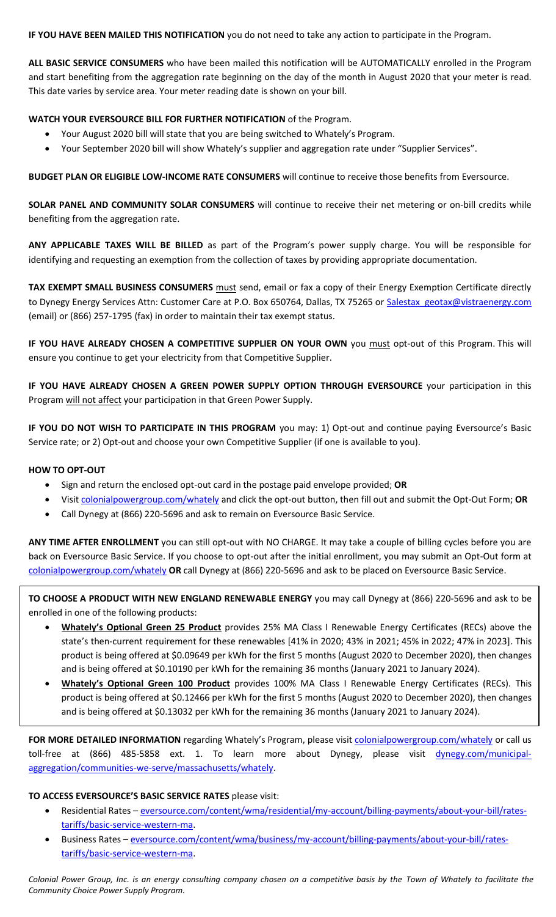**IF YOU HAVE BEEN MAILED THIS NOTIFICATION** you do not need to take any action to participate in the Program.

**ALL BASIC SERVICE CONSUMERS** who have been mailed this notification will be AUTOMATICALLY enrolled in the Program and start benefiting from the aggregation rate beginning on the day of the month in August 2020 that your meter is read. This date varies by service area. Your meter reading date is shown on your bill.

**WATCH YOUR EVERSOURCE BILL FOR FURTHER NOTIFICATION** of the Program.

- Your August 2020 bill will state that you are being switched to Whately's Program.
- Your September 2020 bill will show Whately's supplier and aggregation rate under "Supplier Services".

**BUDGET PLAN OR ELIGIBLE LOW-INCOME RATE CONSUMERS** will continue to receive those benefits from Eversource.

**SOLAR PANEL AND COMMUNITY SOLAR CONSUMERS** will continue to receive their net metering or on-bill credits while benefiting from the aggregation rate.

**ANY APPLICABLE TAXES WILL BE BILLED** as part of the Program's power supply charge. You will be responsible for identifying and requesting an exemption from the collection of taxes by providing appropriate documentation.

**TAX EXEMPT SMALL BUSINESS CONSUMERS** must send, email or fax a copy of their Energy Exemption Certificate directly to Dynegy Energy Services Attn: Customer Care at P.O. Box 650764, Dallas, TX 75265 or Salestax_geotax@vistraenergy.com (email) or (866) 257-1795 (fax) in order to maintain their tax exempt status.

**IF YOU HAVE ALREADY CHOSEN A COMPETITIVE SUPPLIER ON YOUR OWN** you must opt-out of this Program. This will ensure you continue to get your electricity from that Competitive Supplier.

**IF YOU HAVE ALREADY CHOSEN A GREEN POWER SUPPLY OPTION THROUGH EVERSOURCE** your participation in this Program will not affect your participation in that Green Power Supply.

**IF YOU DO NOT WISH TO PARTICIPATE IN THIS PROGRAM** you may: 1) Opt-out and continue paying Eversource's Basic Service rate; or 2) Opt-out and choose your own Competitive Supplier (if one is available to you).

**HOW TO OPT-OUT**

- Sign and return the enclosed opt-out card in the postage paid envelope provided; **OR**
- Visit colonialpowergroup.com/whately and click the opt-out button, then fill out and submit the Opt-Out Form; **OR**
- Call Dynegy at (866) 220-5696 and ask to remain on Eversource Basic Service.

**ANY TIME AFTER ENROLLMENT** you can still opt-out with NO CHARGE. It may take a couple of billing cycles before you are back on Eversource Basic Service. If you choose to opt-out after the initial enrollment, you may submit an Opt-Out form at colonialpowergroup.com/whately **OR** call Dynegy at (866) 220-5696 and ask to be placed on Eversource Basic Service.

**TO CHOOSE A PRODUCT WITH NEW ENGLAND RENEWABLE ENERGY** you may call Dynegy at (866) 220-5696 and ask to be enrolled in one of the following products:

- **Whately's Optional Green 25 Product** provides 25% MA Class I Renewable Energy Certificates (RECs) above the state's then-current requirement for these renewables [41% in 2020; 43% in 2021; 45% in 2022; 47% in 2023]. This product is being offered at $0.09649 per kWh for the first 5 months (August 2020 to December 2020), then changes and is being offered at $0.10190 per kWh for the remaining 36 months (January 2021 to January 2024).
- **Whately's Optional Green 100 Product** provides 100% MA Class I Renewable Energy Certificates (RECs). This product is being offered at $0.12466 per kWh for the first 5 months (August 2020 to December 2020), then changes and is being offered at $0.13032 per kWh for the remaining 36 months (January 2021 to January 2024).

**FOR MORE DETAILED INFORMATION** regarding Whately's Program, please visit colonialpowergroup.com/whately or call us toll-free at (866) 485-5858 ext. 1. To learn more about Dynegy, please visit dynegy.com/municipal-aggregation/communities-we-serve/massachusetts/whately.

**TO ACCESS EVERSOURCE'S BASIC SERVICE RATES** please visit:

- Residential Rates – eversource.com/content/wma/residential/my-account/billing-payments/about-your-bill/rates-tariffs/basic-service-western-ma.
- Business Rates – eversource.com/content/wma/business/my-account/billing-payments/about-your-bill/rates-tariffs/basic-service-western-ma.

*Colonial Power Group, Inc. is an energy consulting company chosen on a competitive basis by the Town of Whately to facilitate the Community Choice Power Supply Program.*